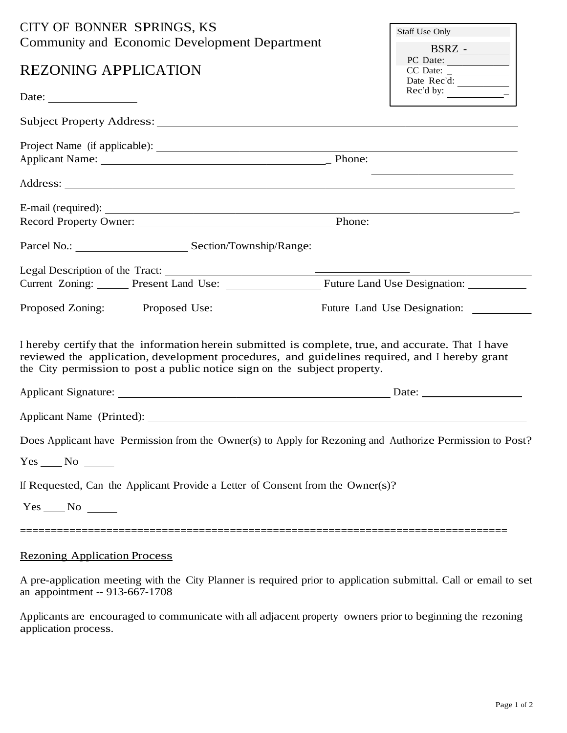CITY OF BONNER SPRINGS, KS
Community and Economic Development Department

# REZONING APPLICATION

| Staff Use Only |
| --- |
| BSRZ - ______ |
| PC Date: ______ |
| CC Date: ______ |
| Date Rec'd: ______ |
| Rec'd by: ______ |

Date: ______________

Subject Property Address: ______________________________________________

Project Name (if applicable): ______________________________________________

Applicant Name: ______________________________ Phone: ______________________

Address: ______________________________________________

E-mail (required): ______________________________________________

Record Property Owner: ______________________________ Phone: ______________________

Parcel No.: ______________ Section/Township/Range: ______________________

Legal Description of the Tract: ______________________________________________

Current Zoning: ______ Present Land Use: ______________ Future Land Use Designation: __________

Proposed Zoning: ______ Proposed Use: ______________ Future Land Use Designation: __________

I hereby certify that the information herein submitted is complete, true, and accurate. That I have reviewed the application, development procedures, and guidelines required, and I hereby grant the City permission to post a public notice sign on the subject property.

Applicant Signature: ______________________________________ Date: ______________

Applicant Name (Printed): ______________________________________________

Does Applicant have Permission from the Owner(s) to Apply for Rezoning and Authorize Permission to Post?

Yes ____ No _____

If Requested, Can the Applicant Provide a Letter of Consent from the Owner(s)?

Yes ____ No _____

==============================================================================

## Rezoning Application Process

A pre-application meeting with the City Planner is required prior to application submittal. Call or email to set an appointment -- 913-667-1708

Applicants are encouraged to communicate with all adjacent property owners prior to beginning the rezoning application process.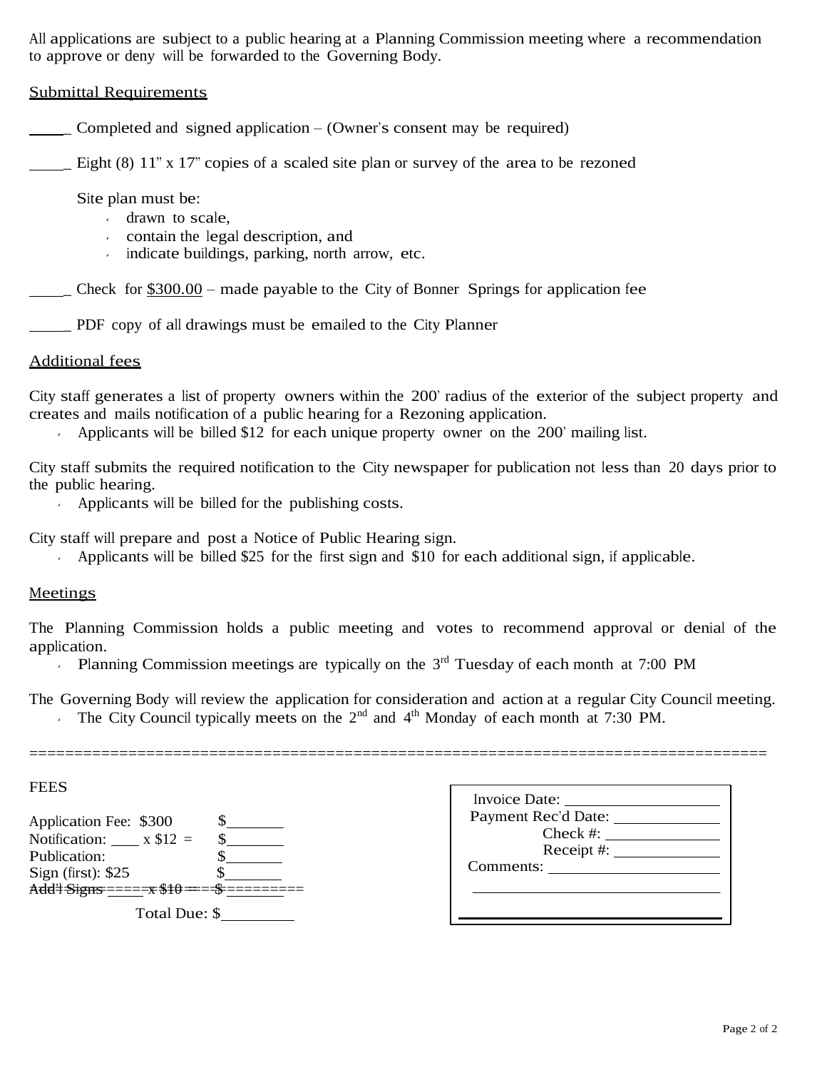All applications are subject to a public hearing at a Planning Commission meeting where a recommendation to approve or deny will be forwarded to the Governing Body.

## Submittal Requirements

_____ Completed and signed application – (Owner's consent may be required)

_____ Eight (8) 11" x 17" copies of a scaled site plan or survey of the area to be rezoned

Site plan must be:

- drawn to scale,
- contain the legal description, and
- indicate buildings, parking, north arrow, etc.

_____ Check for $300.00 – made payable to the City of Bonner Springs for application fee

_____ PDF copy of all drawings must be emailed to the City Planner

## Additional fees

City staff generates a list of property owners within the 200' radius of the exterior of the subject property and creates and mails notification of a public hearing for a Rezoning application.

- Applicants will be billed $12 for each unique property owner on the 200' mailing list.

City staff submits the required notification to the City newspaper for publication not less than 20 days prior to the public hearing.

- Applicants will be billed for the publishing costs.

City staff will prepare and post a Notice of Public Hearing sign.

- Applicants will be billed $25 for the first sign and $10 for each additional sign, if applicable.

## Meetings

The Planning Commission holds a public meeting and votes to recommend approval or denial of the application.

- Planning Commission meetings are typically on the 3rd Tuesday of each month at 7:00 PM

The Governing Body will review the application for consideration and action at a regular City Council meeting.

- The City Council typically meets on the 2nd and 4th Monday of each month at 7:30 PM.

---

FEES

Application Fee: $300 $_______

Notification: ____ x $12 = $_______

Publication: $_______

Sign (first): $25 $_______

~~Add'l Signs ____ x $10 = $_______~~

Total Due: $_________

Invoice Date: ___________________

Payment Rec'd Date: _____________

Check #: _______________

Receipt #: _____________

Comments: ______________________